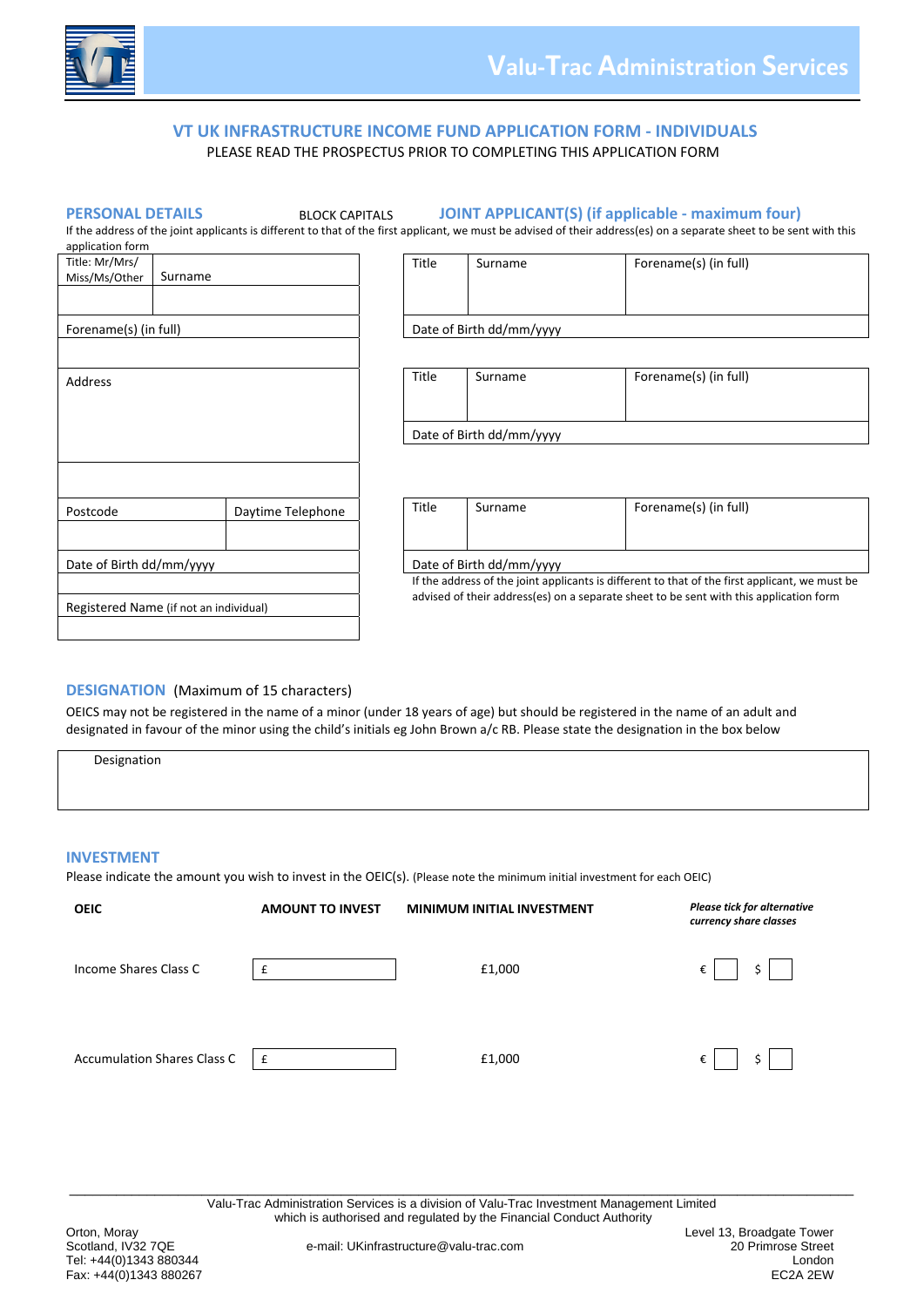Valu-Trac Administration Services

# VT UK INFRASTRUCTURE INCOME FUND APPLICATION FORM - INDIVIDUALS

PLEASE READ THE PROSPECTUS PRIOR TO COMPLETING THIS APPLICATION FORM

## PERSONAL DETAILS

BLOCK CAPITALS

| Title: Mr/Mrs/ Miss/Ms/Other | Surname |
|---|---|
| | |
| Forename(s) (in full) | |
| | |
| Address | |
| | |
| Postcode | Daytime Telephone |
| | |
| Date of Birth dd/mm/yyyy | |
| | |
| Registered Name (if not an individual) | |
| | |

## JOINT APPLICANT(S) (if applicable - maximum four)

If the address of the joint applicants is different to that of the first applicant, we must be advised of their address(es) on a separate sheet to be sent with this application form

| Title | Surname | Forename(s) (in full) |
|---|---|---|
| | | |
| Date of Birth dd/mm/yyyy | | |

| Title | Surname | Forename(s) (in full) |
|---|---|---|
| | | |
| Date of Birth dd/mm/yyyy | | |

| Title | Surname | Forename(s) (in full) |
|---|---|---|
| | | |
| Date of Birth dd/mm/yyyy | | |

If the address of the joint applicants is different to that of the first applicant, we must be advised of their address(es) on a separate sheet to be sent with this application form

## DESIGNATION (Maximum of 15 characters)

OEICS may not be registered in the name of a minor (under 18 years of age) but should be registered in the name of an adult and designated in favour of the minor using the child's initials eg John Brown a/c RB. Please state the designation in the box below

| Designation |
|---|
| |

## INVESTMENT

Please indicate the amount you wish to invest in the OEIC(s). (Please note the minimum initial investment for each OEIC)

| OEIC | AMOUNT TO INVEST | MINIMUM INITIAL INVESTMENT | *Please tick for alternative currency share classes* |
|---|---|---|---|
| Income Shares Class C | £ | £1,000 | € ☐ $ ☐ |
| Accumulation Shares Class C | £ | £1,000 | € ☐ $ ☐ |

Valu-Trac Administration Services is a division of Valu-Trac Investment Management Limited which is authorised and regulated by the Financial Conduct Authority

Orton, Moray
Scotland, IV32 7QE
Tel: +44(0)1343 880344
Fax: +44(0)1343 880267

e-mail: UKinfrastructure@valu-trac.com

Level 13, Broadgate Tower
20 Primrose Street
London
EC2A 2EW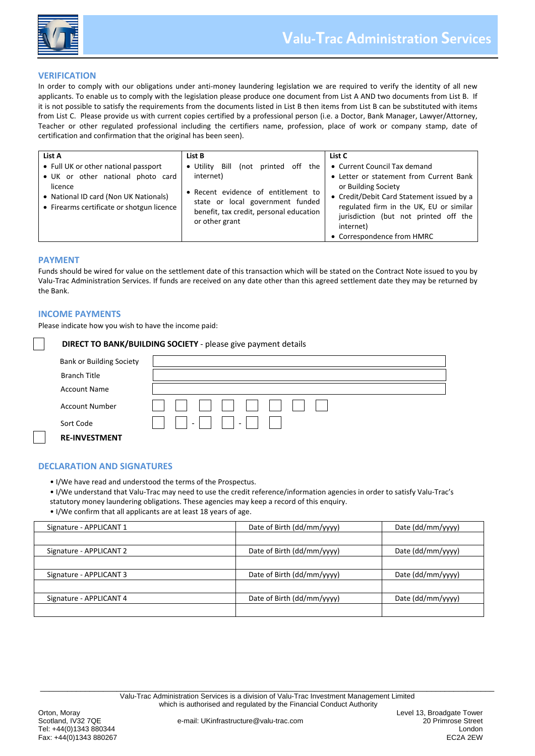## VERIFICATION

In order to comply with our obligations under anti-money laundering legislation we are required to verify the identity of all new applicants. To enable us to comply with the legislation please produce one document from List A AND two documents from List B. If it is not possible to satisfy the requirements from the documents listed in List B then items from List B can be substituted with items from List C. Please provide us with current copies certified by a professional person (i.e. a Doctor, Bank Manager, Lawyer/Attorney, Teacher or other regulated professional including the certifiers name, profession, place of work or company stamp, date of certification and confirmation that the original has been seen).

| List A | List B | List C |
|---|---|---|
| • Full UK or other national passport<br>• UK or other national photo card licence<br>• National ID card (Non UK Nationals)<br>• Firearms certificate or shotgun licence | • Utility Bill (not printed off the internet)<br>• Recent evidence of entitlement to state or local government funded benefit, tax credit, personal education or other grant | • Current Council Tax demand<br>• Letter or statement from Current Bank or Building Society<br>• Credit/Debit Card Statement issued by a regulated firm in the UK, EU or similar jurisdiction (but not printed off the internet)<br>• Correspondence from HMRC |

## PAYMENT

Funds should be wired for value on the settlement date of this transaction which will be stated on the Contract Note issued to you by Valu-Trac Administration Services. If funds are received on any date other than this agreed settlement date they may be returned by the Bank.

## INCOME PAYMENTS

Please indicate how you wish to have the income paid:

☐ **DIRECT TO BANK/BUILDING SOCIETY** - please give payment details

| | |
|---|---|
| Bank or Building Society | |
| Branch Title | |
| Account Name | |
| Account Number | ☐ ☐ ☐ ☐ ☐ ☐ ☐ ☐ |
| Sort Code | ☐ ☐ - ☐ ☐ - ☐ ☐ |

☐ **RE-INVESTMENT**

## DECLARATION AND SIGNATURES

- I/We have read and understood the terms of the Prospectus.
- I/We understand that Valu-Trac may need to use the credit reference/information agencies in order to satisfy Valu-Trac's statutory money laundering obligations. These agencies may keep a record of this enquiry.
- I/We confirm that all applicants are at least 18 years of age.

| Signature - APPLICANT 1 | Date of Birth (dd/mm/yyyy) | Date (dd/mm/yyyy) |
|---|---|---|
| | | |
| Signature - APPLICANT 2 | Date of Birth (dd/mm/yyyy) | Date (dd/mm/yyyy) |
| | | |
| Signature - APPLICANT 3 | Date of Birth (dd/mm/yyyy) | Date (dd/mm/yyyy) |
| | | |
| Signature - APPLICANT 4 | Date of Birth (dd/mm/yyyy) | Date (dd/mm/yyyy) |
| | | |

Valu-Trac Administration Services is a division of Valu-Trac Investment Management Limited which is authorised and regulated by the Financial Conduct Authority

Orton, Moray
Scotland, IV32 7QE
Tel: +44(0)1343 880344
Fax: +44(0)1343 880267

e-mail: UKinfrastructure@valu-trac.com

Level 13, Broadgate Tower
20 Primrose Street
London
EC2A 2EW